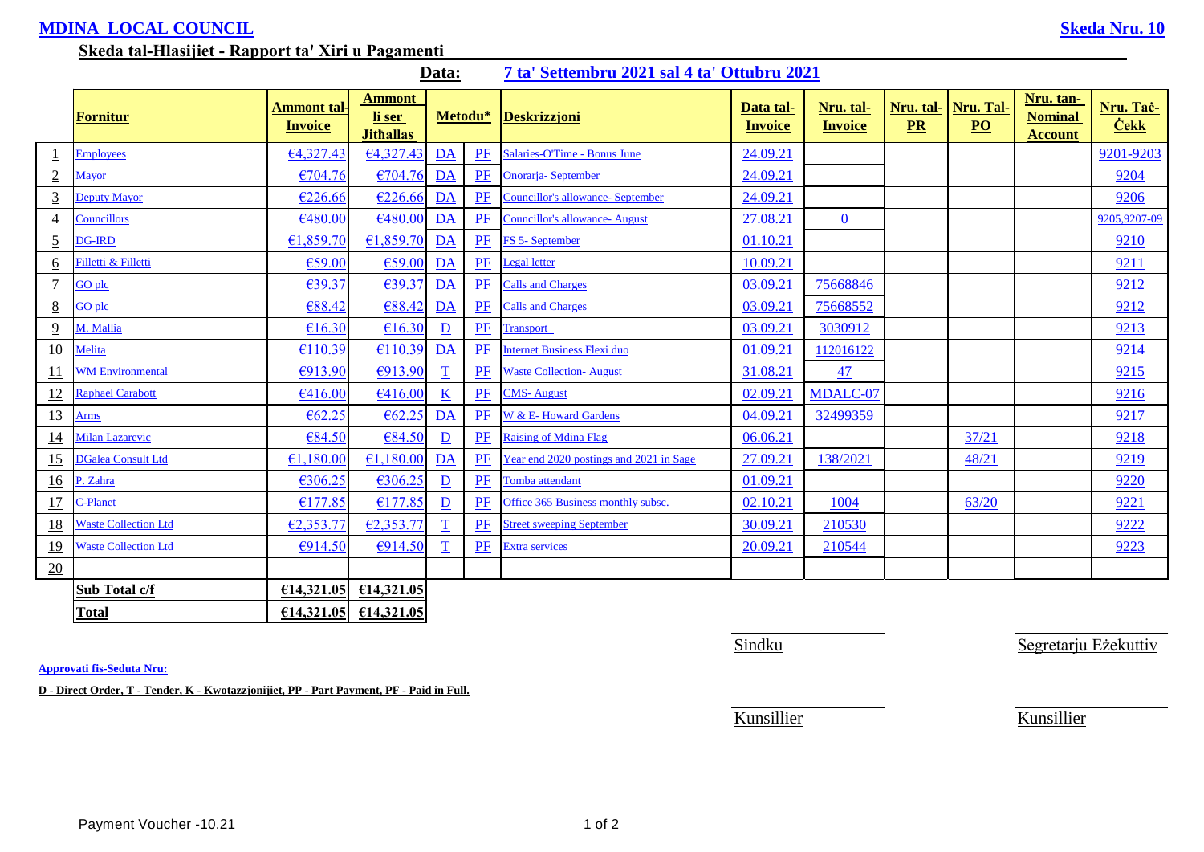**MDINA LOCAL COUNCIL** **Skeda Nru. 10**

**Skeda tal-Ħlasijiet - Rapport ta' Xiri u Pagamenti**

**Data: 7 ta' Settembru 2021 sal 4 ta' Ottubru 2021**

| | Fornitur | Ammont tal-Invoice | Ammont li ser Jithallas | Metodu* | | Deskrizzjoni | Data tal-Invoice | Nru. tal-Invoice | Nru. tal-PR | Nru. Tal-PO | Nru. tan-Nominal Account | Nru. Taċ-Ċekk |
|---|---|---|---|---|---|---|---|---|---|---|---|---|
| 1 | Employees | €4,327.43 | €4,327.43 | DA | PF | Salaries-O'Time - Bonus June | 24.09.21 | | | | | 9201-9203 |
| 2 | Mayor | €704.76 | €704.76 | DA | PF | Onorarja- September | 24.09.21 | | | | | 9204 |
| 3 | Deputy Mayor | €226.66 | €226.66 | DA | PF | Councillor's allowance- September | 24.09.21 | | | | | 9206 |
| 4 | Councillors | €480.00 | €480.00 | DA | PF | Councillor's allowance- August | 27.08.21 | 0 | | | | 9205,9207-09 |
| 5 | DG-IRD | €1,859.70 | €1,859.70 | DA | PF | FS 5- September | 01.10.21 | | | | | 9210 |
| 6 | Filletti & Filletti | €59.00 | €59.00 | DA | PF | Legal letter | 10.09.21 | | | | | 9211 |
| 7 | GO plc | €39.37 | €39.37 | DA | PF | Calls and Charges | 03.09.21 | 75668846 | | | | 9212 |
| 8 | GO plc | €88.42 | €88.42 | DA | PF | Calls and Charges | 03.09.21 | 75668552 | | | | 9212 |
| 9 | M. Mallia | €16.30 | €16.30 | D | PF | Transport | 03.09.21 | 3030912 | | | | 9213 |
| 10 | Melita | €110.39 | €110.39 | DA | PF | Internet Business Flexi duo | 01.09.21 | 112016122 | | | | 9214 |
| 11 | WM Environmental | €913.90 | €913.90 | T | PF | Waste Collection- August | 31.08.21 | 47 | | | | 9215 |
| 12 | Raphael Carabott | €416.00 | €416.00 | K | PF | CMS- August | 02.09.21 | MDALC-07 | | | | 9216 |
| 13 | Arms | €62.25 | €62.25 | DA | PF | W & E- Howard Gardens | 04.09.21 | 32499359 | | | | 9217 |
| 14 | Milan Lazarevic | €84.50 | €84.50 | D | PF | Raising of Mdina Flag | 06.06.21 | | | 37/21 | | 9218 |
| 15 | DGalea Consult Ltd | €1,180.00 | €1,180.00 | DA | PF | Year end 2020 postings and 2021 in Sage | 27.09.21 | 138/2021 | | 48/21 | | 9219 |
| 16 | P. Zahra | €306.25 | €306.25 | D | PF | Tomba attendant | 01.09.21 | | | | | 9220 |
| 17 | C-Planet | €177.85 | €177.85 | D | PF | Office 365 Business monthly subsc. | 02.10.21 | 1004 | | 63/20 | | 9221 |
| 18 | Waste Collection Ltd | €2,353.77 | €2,353.77 | T | PF | Street sweeping September | 30.09.21 | 210530 | | | | 9222 |
| 19 | Waste Collection Ltd | €914.50 | €914.50 | T | PF | Extra services | 20.09.21 | 210544 | | | | 9223 |
| 20 | | | | | | | | | | | | |
| | **Sub Total c/f** | **€14,321.05** | **€14,321.05** | | | | | | | | | |
| | **Total** | **€14,321.05** | **€14,321.05** | | | | | | | | | |

Sindku Segretarju Eżekuttiv

**Approvati fis-Seduta Nru:**

**D - Direct Order, T - Tender, K - Kwotazzjonijiet, PP - Part Payment, PF - Paid in Full.**

Kunsillier Kunsillier

Payment Voucher -10.21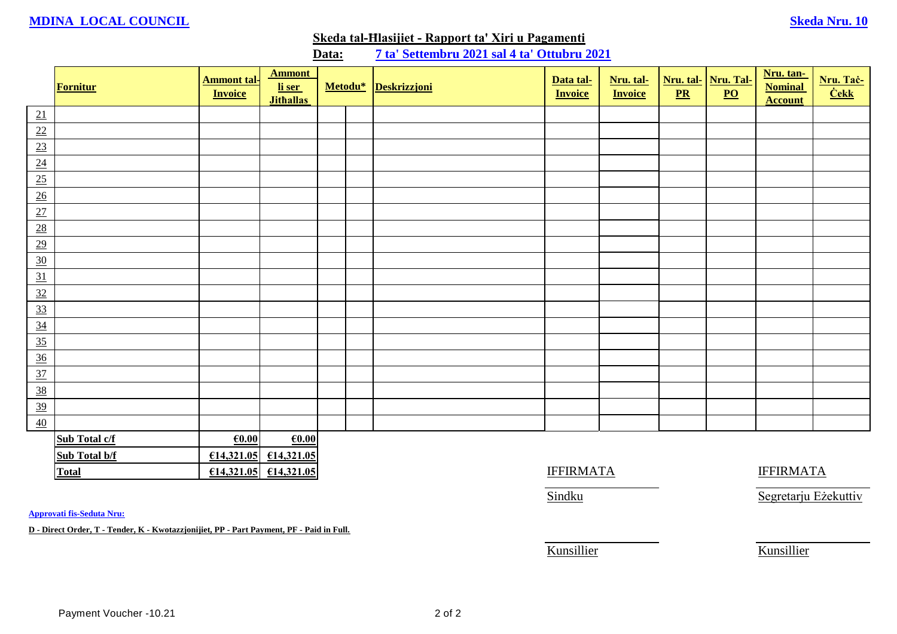**MDINA LOCAL COUNCIL**

**Skeda Nru. 10**

## Skeda tal-Ħlasijiet - Rapport ta' Xiri u Pagamenti

**Data:** **7 ta' Settembru 2021 sal 4 ta' Ottubru 2021**

| | Fornitur | Ammont tal-Invoice | Ammont li ser Jitħallas | Metodu* | | Deskrizzjoni | Data tal-Invoice | Nru. tal-Invoice | Nru. tal-PR | Nru. Tal-PO | Nru. tan-Nominal Account | Nru. Taċ-Ċekk |
|---|---|---|---|---|---|---|---|---|---|---|---|---|
| 21 | | | | | | | | | | | | |
| 22 | | | | | | | | | | | | |
| 23 | | | | | | | | | | | | |
| 24 | | | | | | | | | | | | |
| 25 | | | | | | | | | | | | |
| 26 | | | | | | | | | | | | |
| 27 | | | | | | | | | | | | |
| 28 | | | | | | | | | | | | |
| 29 | | | | | | | | | | | | |
| 30 | | | | | | | | | | | | |
| 31 | | | | | | | | | | | | |
| 32 | | | | | | | | | | | | |
| 33 | | | | | | | | | | | | |
| 34 | | | | | | | | | | | | |
| 35 | | | | | | | | | | | | |
| 36 | | | | | | | | | | | | |
| 37 | | | | | | | | | | | | |
| 38 | | | | | | | | | | | | |
| 39 | | | | | | | | | | | | |
| 40 | | | | | | | | | | | | |
| | **Sub Total c/f** | **€0.00** | **€0.00** | | | | | | | | | |
| | **Sub Total b/f** | **€14,321.05** | **€14,321.05** | | | | | | | | | |
| | **Total** | **€14,321.05** | **€14,321.05** | | | | | | | | | |

IFFIRMATA

Sindku

Kunsillier

IFFIRMATA

Segretarju Eżekuttiv

Kunsillier

**Approvati fis-Seduta Nru:**

**D - Direct Order, T - Tender, K - Kwotazzjonijiet, PP - Part Payment, PF - Paid in Full.**

Payment Voucher -10.21